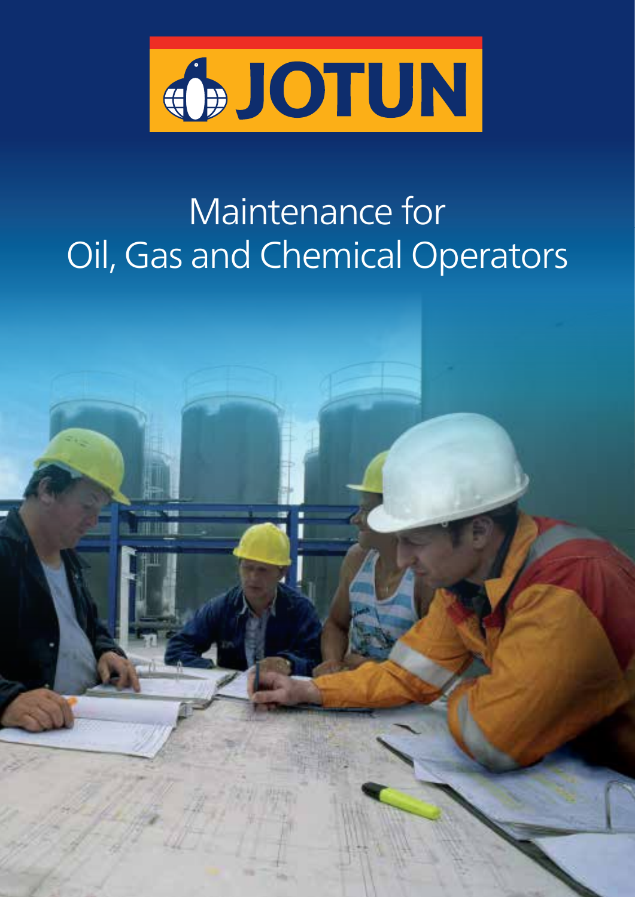JOTUN

# Maintenance for Oil, Gas and Chemical Operators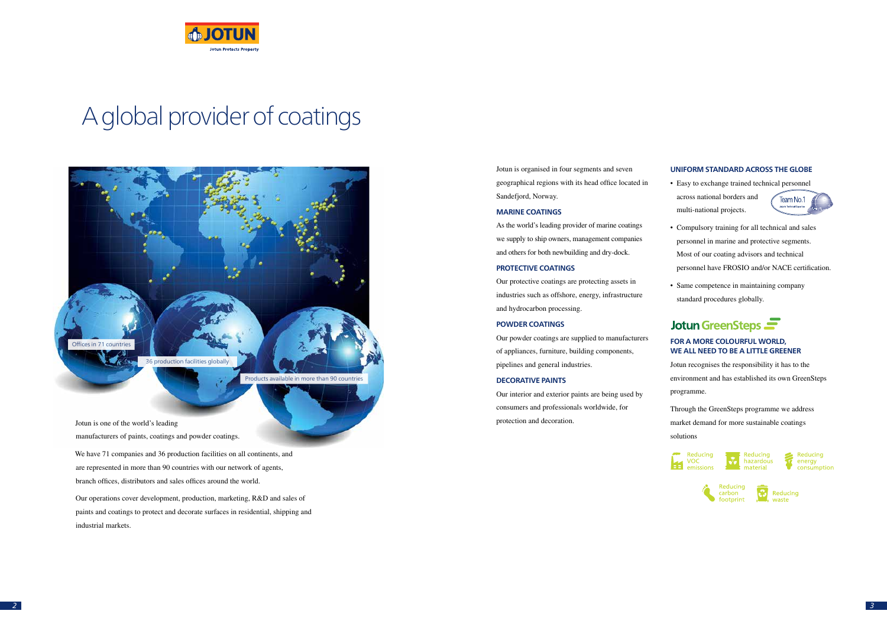# A global provider of coatings

Offices in 71 countries

36 production facilities globally

Products available in more than 90 countries

Jotun is one of the world's leading manufacturers of paints, coatings and powder coatings.

We have 71 companies and 36 production facilities on all continents, and are represented in more than 90 countries with our network of agents, branch offices, distributors and sales offices around the world.

Our operations cover development, production, marketing, R&D and sales of paints and coatings to protect and decorate surfaces in residential, shipping and industrial markets.

Jotun is organised in four segments and seven geographical regions with its head office located in Sandefjord, Norway.

### MARINE COATINGS

As the world's leading provider of marine coatings we supply to ship owners, management companies and others for both newbuilding and dry-dock.

### PROTECTIVE COATINGS

Our protective coatings are protecting assets in industries such as offshore, energy, infrastructure and hydrocarbon processing.

### POWDER COATINGS

Our powder coatings are supplied to manufacturers of appliances, furniture, building components, pipelines and general industries.

### DECORATIVE PAINTS

Our interior and exterior paints are being used by consumers and professionals worldwide, for protection and decoration.

### UNIFORM STANDARD ACROSS THE GLOBE

- Easy to exchange trained technical personnel across national borders and multi-national projects.
- Compulsory training for all technical and sales personnel in marine and protective segments. Most of our coating advisors and technical personnel have FROSIO and/or NACE certification.
- Same competence in maintaining company standard procedures globally.

Team No.1

## Jotun GreenSteps

### FOR A MORE COLOURFUL WORLD, WE ALL NEED TO BE A LITTLE GREENER

Jotun recognises the responsibility it has to the environment and has established its own GreenSteps programme.

Through the GreenSteps programme we address market demand for more sustainable coatings solutions

- Reducing VOC emissions
- Reducing hazardous material
- Reducing energy consumption
- Reducing carbon footprint
- Reducing waste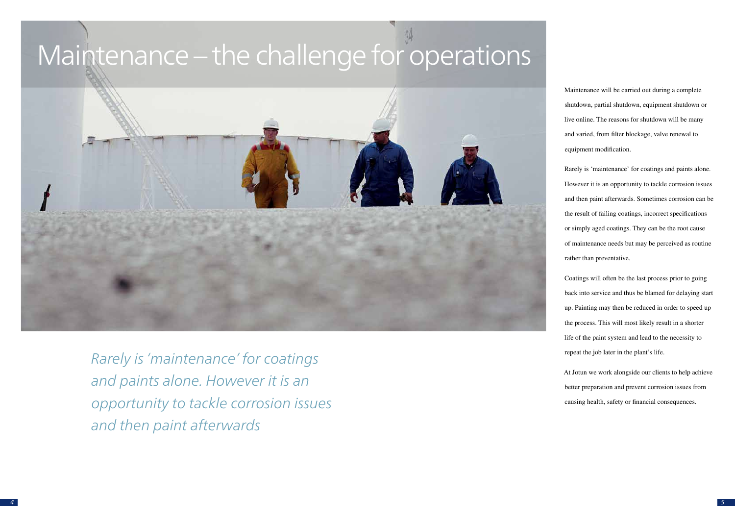# Maintenance – the challenge for operations

*Rarely is 'maintenance' for coatings and paints alone. However it is an opportunity to tackle corrosion issues and then paint afterwards*

Maintenance will be carried out during a complete shutdown, partial shutdown, equipment shutdown or live online. The reasons for shutdown will be many and varied, from filter blockage, valve renewal to equipment modification.

Rarely is 'maintenance' for coatings and paints alone. However it is an opportunity to tackle corrosion issues and then paint afterwards. Sometimes corrosion can be the result of failing coatings, incorrect specifications or simply aged coatings. They can be the root cause of maintenance needs but may be perceived as routine rather than preventative.

Coatings will often be the last process prior to going back into service and thus be blamed for delaying start up. Painting may then be reduced in order to speed up the process. This will most likely result in a shorter life of the paint system and lead to the necessity to repeat the job later in the plant's life.

At Jotun we work alongside our clients to help achieve better preparation and prevent corrosion issues from causing health, safety or financial consequences.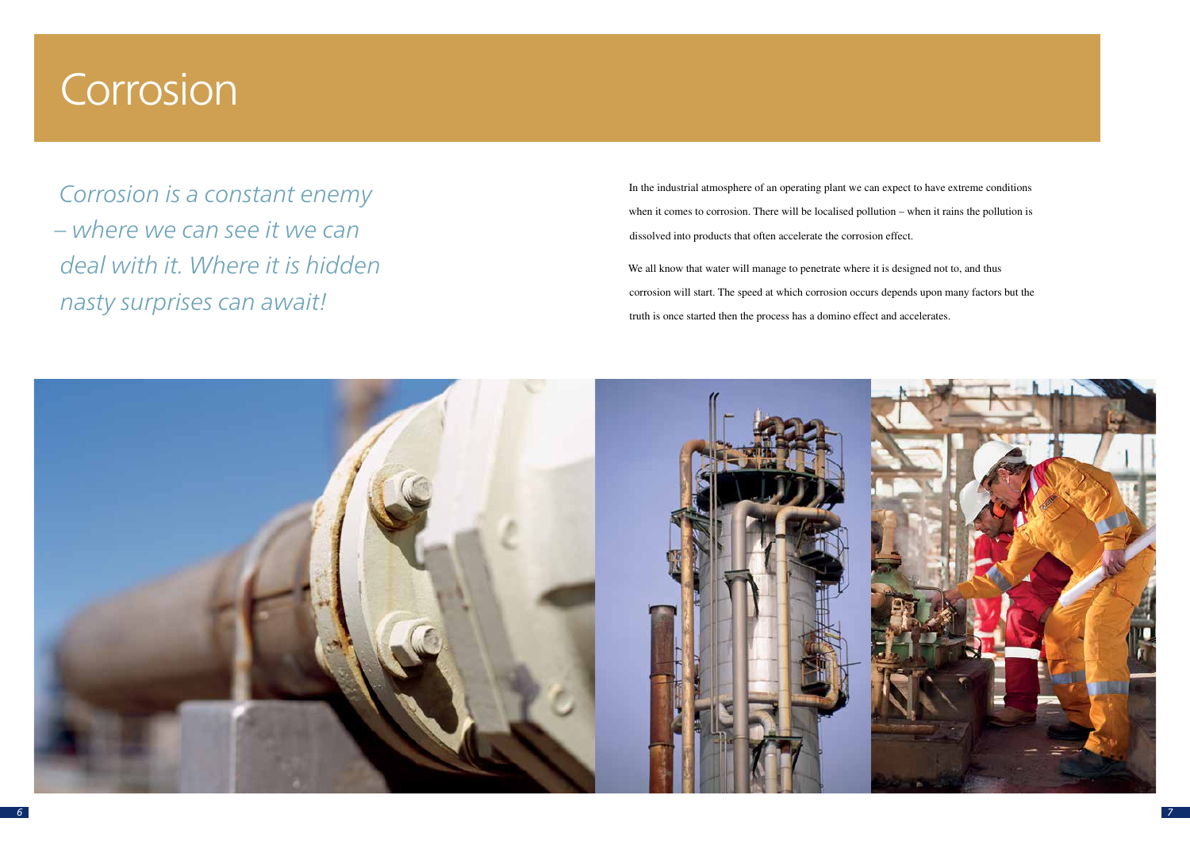# Corrosion

*Corrosion is a constant enemy – where we can see it we can deal with it. Where it is hidden nasty surprises can await!*

In the industrial atmosphere of an operating plant we can expect to have extreme conditions when it comes to corrosion. There will be localised pollution – when it rains the pollution is dissolved into products that often accelerate the corrosion effect.

We all know that water will manage to penetrate where it is designed not to, and thus corrosion will start. The speed at which corrosion occurs depends upon many factors but the truth is once started then the process has a domino effect and accelerates.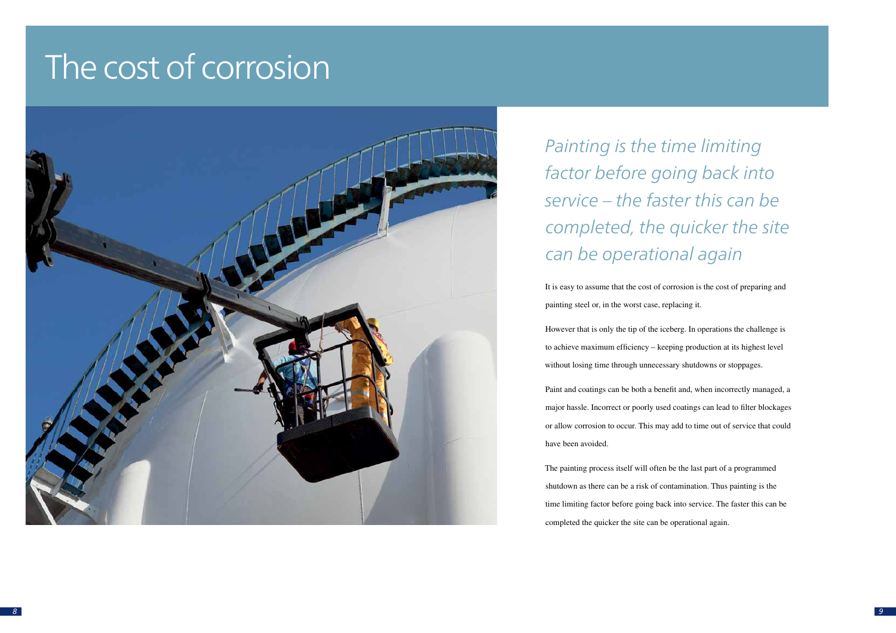# The cost of corrosion

*Painting is the time limiting factor before going back into service – the faster this can be completed, the quicker the site can be operational again*

It is easy to assume that the cost of corrosion is the cost of preparing and painting steel or, in the worst case, replacing it.

However that is only the tip of the iceberg. In operations the challenge is to achieve maximum efficiency – keeping production at its highest level without losing time through unnecessary shutdowns or stoppages.

Paint and coatings can be both a benefit and, when incorrectly managed, a major hassle. Incorrect or poorly used coatings can lead to filter blockages or allow corrosion to occur. This may add to time out of service that could have been avoided.

The painting process itself will often be the last part of a programmed shutdown as there can be a risk of contamination. Thus painting is the time limiting factor before going back into service. The faster this can be completed the quicker the site can be operational again.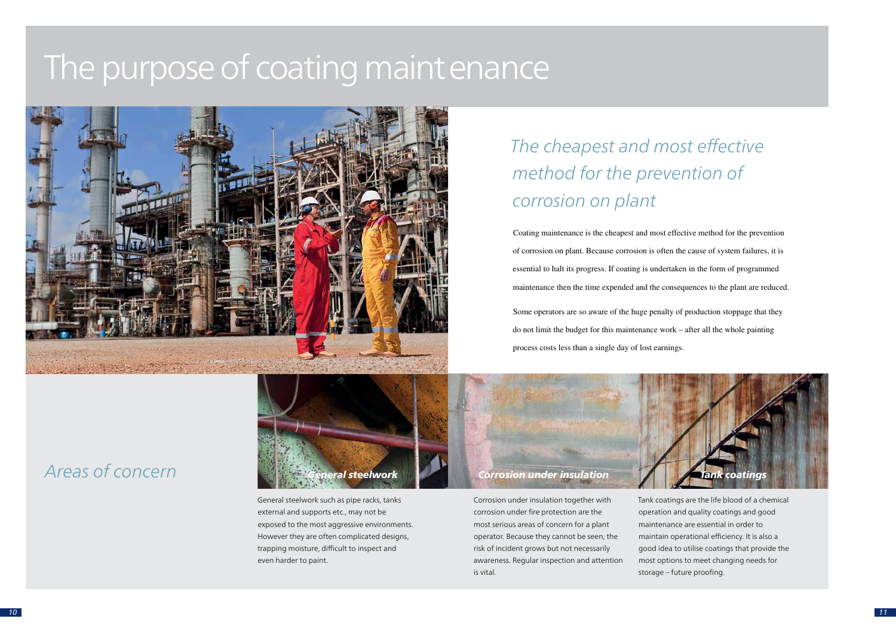# The purpose of coating maintenance

## *The cheapest and most effective method for the prevention of corrosion on plant*

Coating maintenance is the cheapest and most effective method for the prevention of corrosion on plant. Because corrosion is often the cause of system failures, it is essential to halt its progress. If coating is undertaken in the form of programmed maintenance then the time expended and the consequences to the plant are reduced.

Some operators are so aware of the huge penalty of production stoppage that they do not limit the budget for this maintenance work – after all the whole painting process costs less than a single day of lost earnings.

## *Areas of concern*

### ***General steelwork***

General steelwork such as pipe racks, tanks external and supports etc., may not be exposed to the most aggressive environments. However they are often complicated designs, trapping moisture, difficult to inspect and even harder to paint.

### ***Corrosion under insulation***

Corrosion under insulation together with corrosion under fire protection are the most serious areas of concern for a plant operator. Because they cannot be seen, the risk of incident grows but not necessarily awareness. Regular inspection and attention is vital.

### ***Tank coatings***

Tank coatings are the life blood of a chemical operation and quality coatings and good maintenance are essential in order to maintain operational efficiency. It is also a good idea to utilise coatings that provide the most options to meet changing needs for storage – future proofing.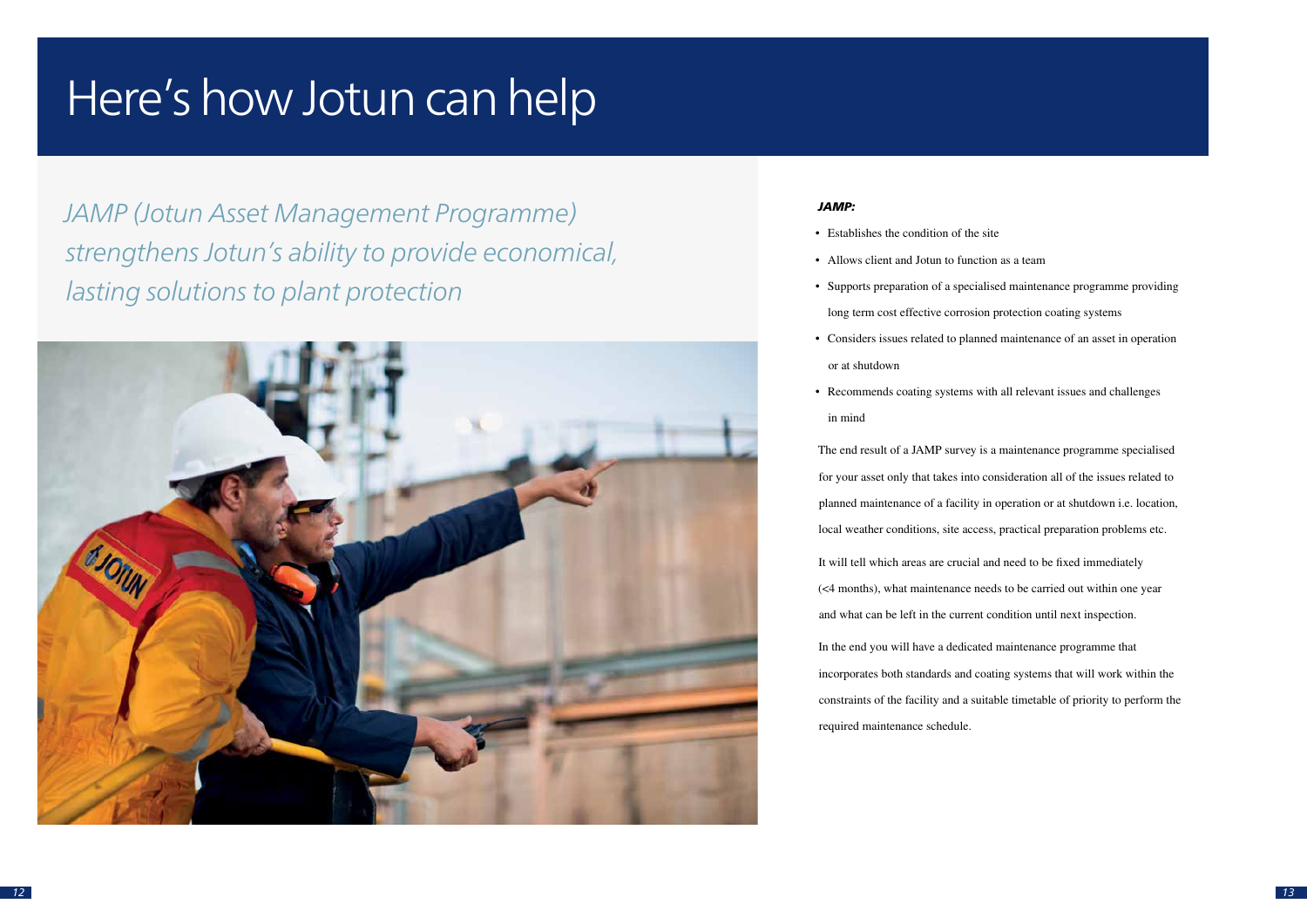# Here's how Jotun can help

*JAMP (Jotun Asset Management Programme) strengthens Jotun's ability to provide economical, lasting solutions to plant protection*

***JAMP:***

- Establishes the condition of the site
- Allows client and Jotun to function as a team
- Supports preparation of a specialised maintenance programme providing long term cost effective corrosion protection coating systems
- Considers issues related to planned maintenance of an asset in operation or at shutdown
- Recommends coating systems with all relevant issues and challenges in mind

The end result of a JAMP survey is a maintenance programme specialised for your asset only that takes into consideration all of the issues related to planned maintenance of a facility in operation or at shutdown i.e. location, local weather conditions, site access, practical preparation problems etc.

It will tell which areas are crucial and need to be fixed immediately (<4 months), what maintenance needs to be carried out within one year and what can be left in the current condition until next inspection.

In the end you will have a dedicated maintenance programme that incorporates both standards and coating systems that will work within the constraints of the facility and a suitable timetable of priority to perform the required maintenance schedule.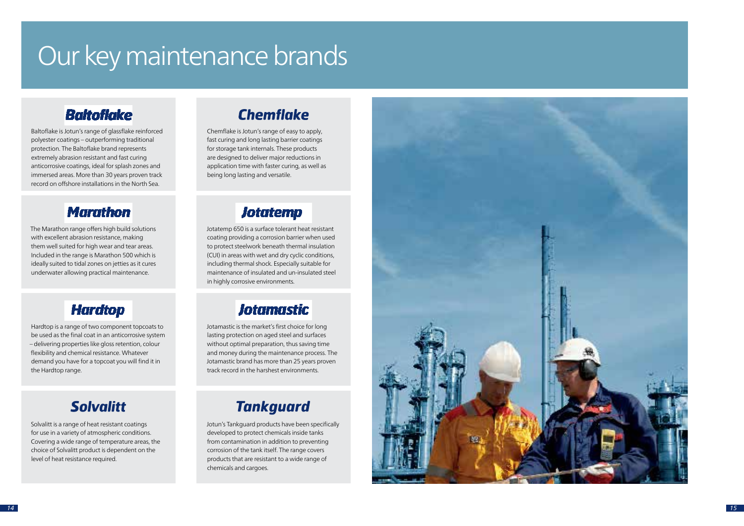# Our key maintenance brands

## Baltoflake

Baltoflake is Jotun's range of glassflake reinforced polyester coatings – outperforming traditional protection. The Baltoflake brand represents extremely abrasion resistant and fast curing anticorrosive coatings, ideal for splash zones and immersed areas. More than 30 years proven track record on offshore installations in the North Sea.

## Marathon

The Marathon range offers high build solutions with excellent abrasion resistance, making them well suited for high wear and tear areas. Included in the range is Marathon 500 which is ideally suited to tidal zones on jetties as it cures underwater allowing practical maintenance.

## Hardtop

Hardtop is a range of two component topcoats to be used as the final coat in an anticorrosive system – delivering properties like gloss retention, colour flexibility and chemical resistance. Whatever demand you have for a topcoat you will find it in the Hardtop range.

## Solvalitt

Solvalitt is a range of heat resistant coatings for use in a variety of atmospheric conditions. Covering a wide range of temperature areas, the choice of Solvalitt product is dependent on the level of heat resistance required.

## Chemflake

Chemflake is Jotun's range of easy to apply, fast curing and long lasting barrier coatings for storage tank internals. These products are designed to deliver major reductions in application time with faster curing, as well as being long lasting and versatile.

## Jotatemp

Jotatemp 650 is a surface tolerant heat resistant coating providing a corrosion barrier when used to protect steelwork beneath thermal insulation (CUI) in areas with wet and dry cyclic conditions, including thermal shock. Especially suitable for maintenance of insulated and un-insulated steel in highly corrosive environments.

## Jotamastic

Jotamastic is the market's first choice for long lasting protection on aged steel and surfaces without optimal preparation, thus saving time and money during the maintenance process. The Jotamastic brand has more than 25 years proven track record in the harshest environments.

## Tankguard

Jotun's Tankguard products have been specifically developed to protect chemicals inside tanks from contamination in addition to preventing corrosion of the tank itself. The range covers products that are resistant to a wide range of chemicals and cargoes.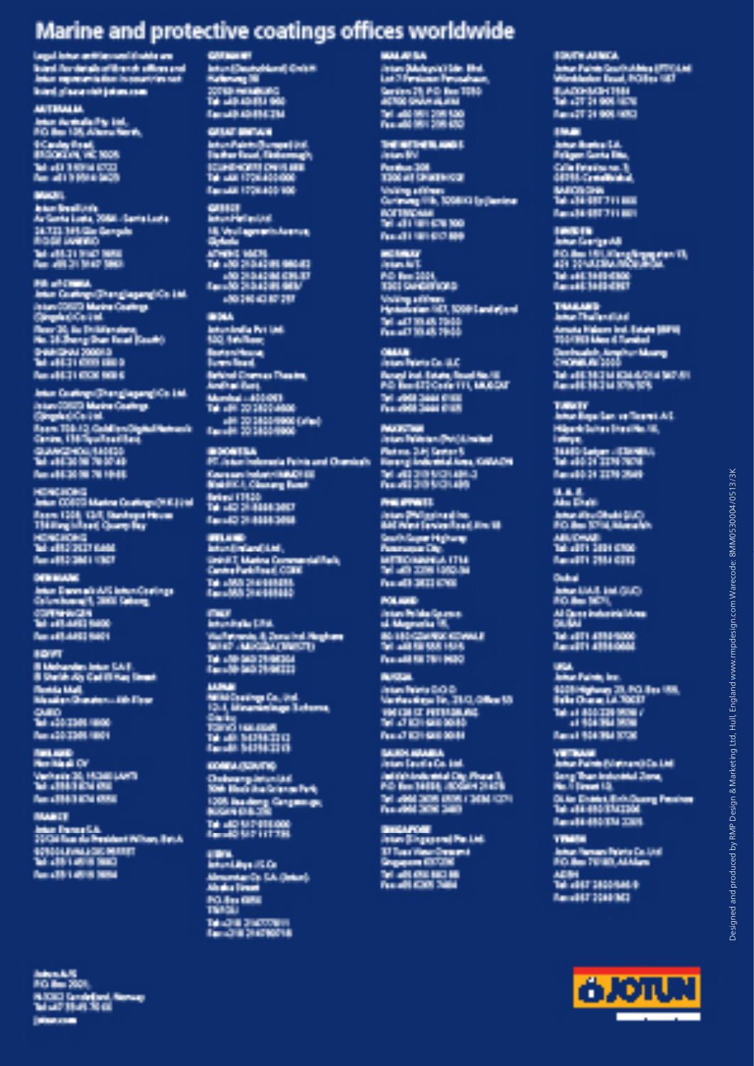# Marine and protective coatings offices worldwide

**AUSTRALIA**

**BRAZIL**

**PR of CHINA**

**HONG KONG**

**DENMARK**

**EGYPT**

**FINLAND**

**FRANCE**

**GERMANY**

**GREAT BRITAIN**

**GREECE**

**INDIA**

**INDONESIA**

**IRELAND**

**ITALY**

**JAPAN**

**KOREA (SOUTH)**

**LIBYA**

**MALAYSIA**

**THE NETHERLANDS**

**NORWAY**

**OMAN**

**PAKISTAN**

**PHILIPPINES**

**POLAND**

**RUSSIA**

**SAUDI ARABIA**

**SINGAPORE**

**SOUTH AFRICA**

**SPAIN**

**SWEDEN**

**THAILAND**

**TURKEY**

**U.A.E.**

Abu Dhabi

Dubai

**USA**

**VIETNAM**

**YEMEN**

Jotun A/S
P.O. Box 2021,
N-3202 Sandefjord, Norway
Tel +47 33 45 70 00
jotun.com

Designed and produced by RMP Design & Marketing Ltd, Hull, England www.rmpdesign.com Warecode: 8MM0530004/0513/3K